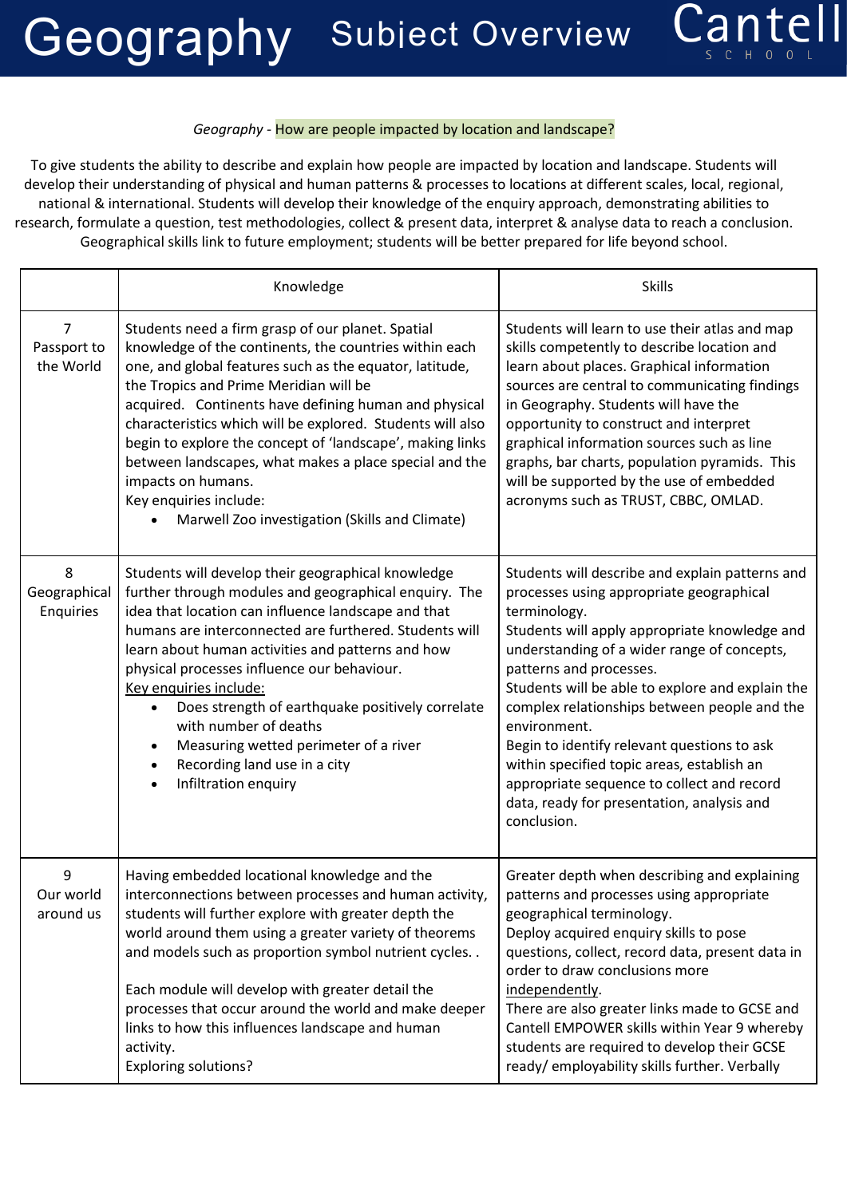# Geography Subject Overview

*Geography* - How are people impacted by location and landscape?

To give students the ability to describe and explain how people are impacted by location and landscape. Students will develop their understanding of physical and human patterns & processes to locations at different scales, local, regional, national & international. Students will develop their knowledge of the enquiry approach, demonstrating abilities to research, formulate a question, test methodologies, collect & present data, interpret & analyse data to reach a conclusion. Geographical skills link to future employment; students will be better prepared for life beyond school.

| | Knowledge | Skills |
|---|---|---|
| 7<br>Passport to the World | Students need a firm grasp of our planet. Spatial knowledge of the continents, the countries within each one, and global features such as the equator, latitude, the Tropics and Prime Meridian will be acquired. Continents have defining human and physical characteristics which will be explored. Students will also begin to explore the concept of 'landscape', making links between landscapes, what makes a place special and the impacts on humans.<br>Key enquiries include:<br>• Marwell Zoo investigation (Skills and Climate) | Students will learn to use their atlas and map skills competently to describe location and learn about places. Graphical information sources are central to communicating findings in Geography. Students will have the opportunity to construct and interpret graphical information sources such as line graphs, bar charts, population pyramids. This will be supported by the use of embedded acronyms such as TRUST, CBBC, OMLAD. |
| 8<br>Geographical Enquiries | Students will develop their geographical knowledge further through modules and geographical enquiry. The idea that location can influence landscape and that humans are interconnected are furthered. Students will learn about human activities and patterns and how physical processes influence our behaviour.<br>Key enquiries include:<br>• Does strength of earthquake positively correlate with number of deaths<br>• Measuring wetted perimeter of a river<br>• Recording land use in a city<br>• Infiltration enquiry | Students will describe and explain patterns and processes using appropriate geographical terminology.<br>Students will apply appropriate knowledge and understanding of a wider range of concepts, patterns and processes.<br>Students will be able to explore and explain the complex relationships between people and the environment.<br>Begin to identify relevant questions to ask within specified topic areas, establish an appropriate sequence to collect and record data, ready for presentation, analysis and conclusion. |
| 9<br>Our world around us | Having embedded locational knowledge and the interconnections between processes and human activity, students will further explore with greater depth the world around them using a greater variety of theorems and models such as proportion symbol nutrient cycles. .<br><br>Each module will develop with greater detail the processes that occur around the world and make deeper links to how this influences landscape and human activity.<br>Exploring solutions? | Greater depth when describing and explaining patterns and processes using appropriate geographical terminology.<br>Deploy acquired enquiry skills to pose questions, collect, record data, present data in order to draw conclusions more independently.<br>There are also greater links made to GCSE and Cantell EMPOWER skills within Year 9 whereby students are required to develop their GCSE ready/ employability skills further. Verbally |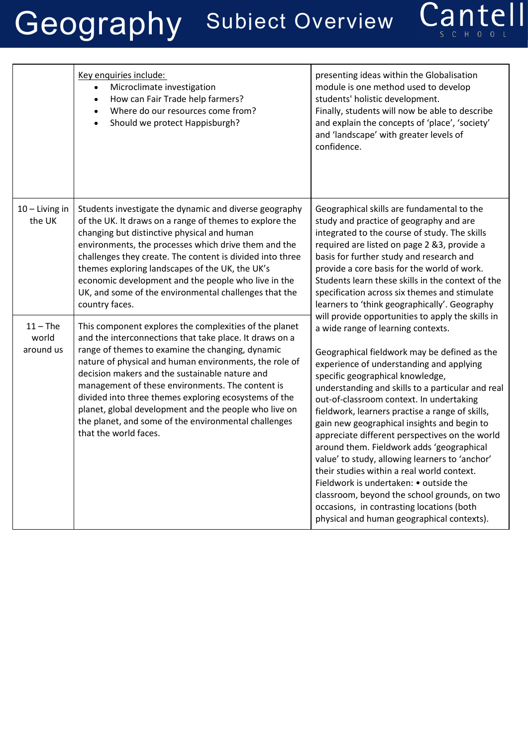# Geography Subject Overview

| | | |
|---|---|---|
| | Key enquiries include:<br>• Microclimate investigation<br>• How can Fair Trade help farmers?<br>• Where do our resources come from?<br>• Should we protect Happisburgh? | presenting ideas within the Globalisation module is one method used to develop students' holistic development.<br>Finally, students will now be able to describe and explain the concepts of 'place', 'society' and 'landscape' with greater levels of confidence. |
| 10 – Living in the UK | Students investigate the dynamic and diverse geography of the UK. It draws on a range of themes to explore the changing but distinctive physical and human environments, the processes which drive them and the challenges they create. The content is divided into three themes exploring landscapes of the UK, the UK's economic development and the people who live in the UK, and some of the environmental challenges that the country faces. | Geographical skills are fundamental to the study and practice of geography and are integrated to the course of study. The skills required are listed on page 2 &3, provide a basis for further study and research and provide a core basis for the world of work. Students learn these skills in the context of the specification across six themes and stimulate learners to 'think geographically'. Geography will provide opportunities to apply the skills in a wide range of learning contexts.<br><br>Geographical fieldwork may be defined as the experience of understanding and applying specific geographical knowledge, understanding and skills to a particular and real out-of-classroom context. In undertaking fieldwork, learners practise a range of skills, gain new geographical insights and begin to appreciate different perspectives on the world around them. Fieldwork adds 'geographical value' to study, allowing learners to 'anchor' their studies within a real world context. Fieldwork is undertaken: • outside the classroom, beyond the school grounds, on two occasions, in contrasting locations (both physical and human geographical contexts). |
| 11 – The world around us | This component explores the complexities of the planet and the interconnections that take place. It draws on a range of themes to examine the changing, dynamic nature of physical and human environments, the role of decision makers and the sustainable nature and management of these environments. The content is divided into three themes exploring ecosystems of the planet, global development and the people who live on the planet, and some of the environmental challenges that the world faces. | |